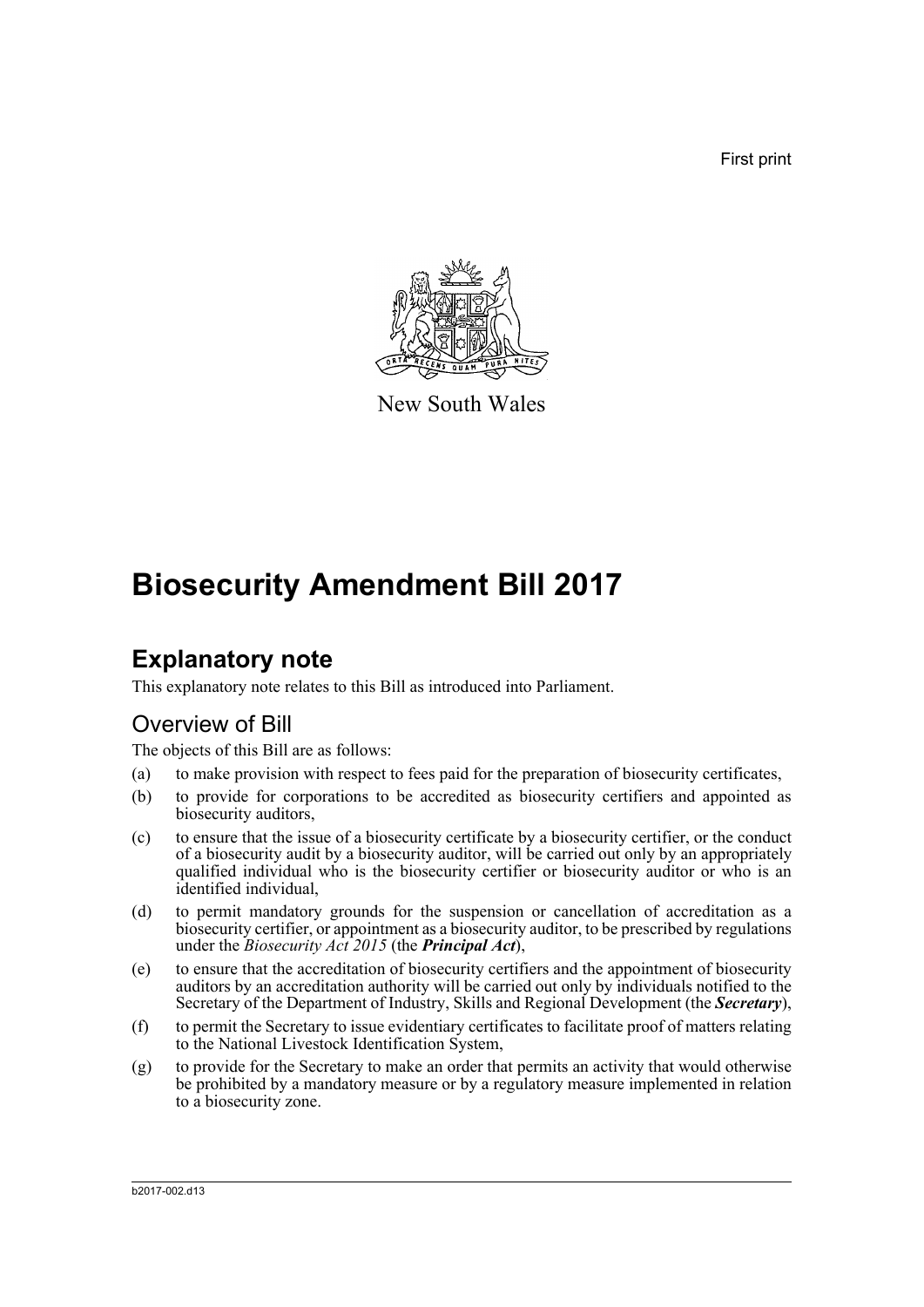First print

New South Wales

# Biosecurity Amendment Bill 2017

## Explanatory note

This explanatory note relates to this Bill as introduced into Parliament.

### Overview of Bill

The objects of this Bill are as follows:

(a) to make provision with respect to fees paid for the preparation of biosecurity certificates,

(b) to provide for corporations to be accredited as biosecurity certifiers and appointed as biosecurity auditors,

(c) to ensure that the issue of a biosecurity certificate by a biosecurity certifier, or the conduct of a biosecurity audit by a biosecurity auditor, will be carried out only by an appropriately qualified individual who is the biosecurity certifier or biosecurity auditor or who is an identified individual,

(d) to permit mandatory grounds for the suspension or cancellation of accreditation as a biosecurity certifier, or appointment as a biosecurity auditor, to be prescribed by regulations under the *Biosecurity Act 2015* (the ***Principal Act***),

(e) to ensure that the accreditation of biosecurity certifiers and the appointment of biosecurity auditors by an accreditation authority will be carried out only by individuals notified to the Secretary of the Department of Industry, Skills and Regional Development (the ***Secretary***),

(f) to permit the Secretary to issue evidentiary certificates to facilitate proof of matters relating to the National Livestock Identification System,

(g) to provide for the Secretary to make an order that permits an activity that would otherwise be prohibited by a mandatory measure or by a regulatory measure implemented in relation to a biosecurity zone.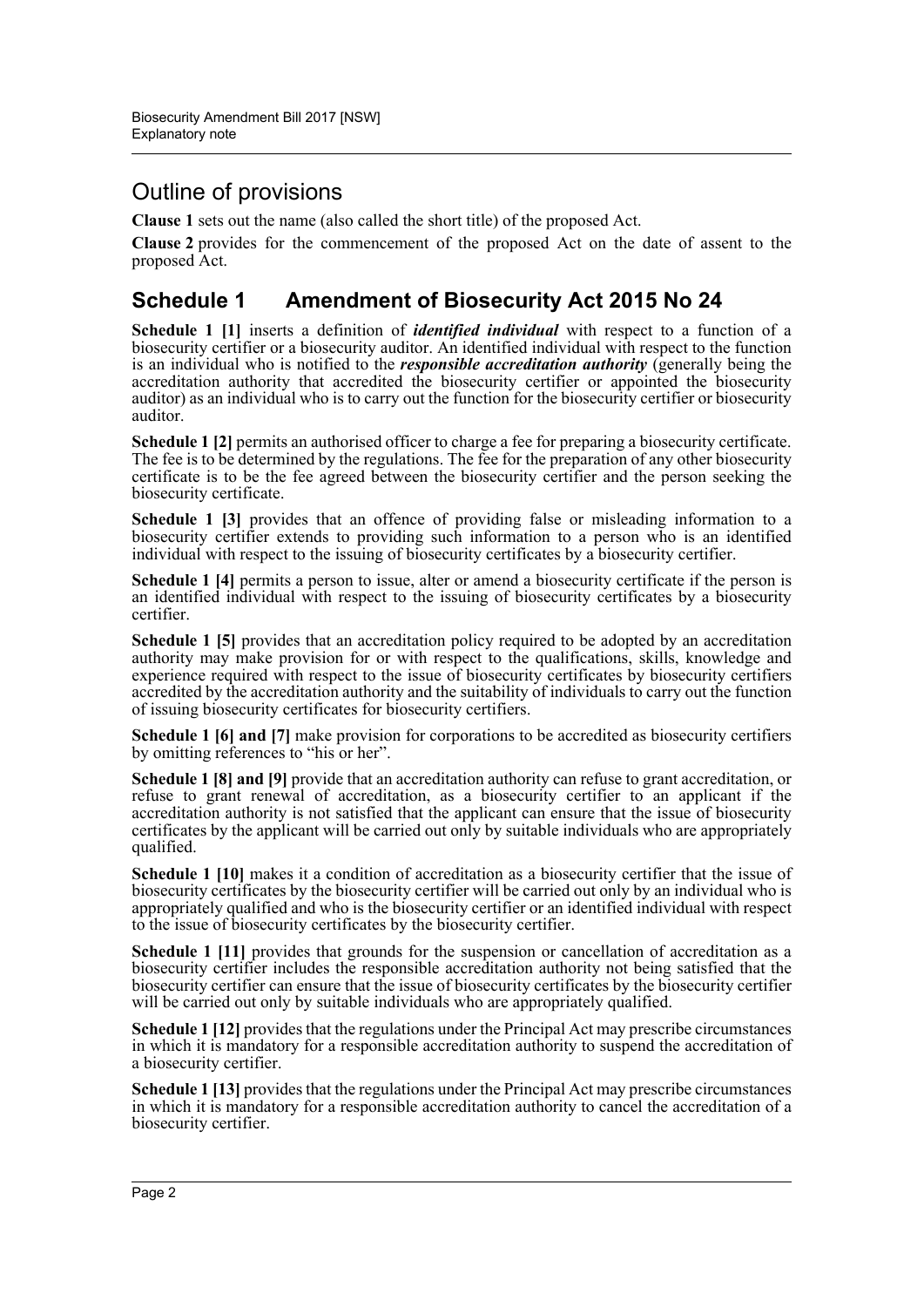## Outline of provisions

**Clause 1** sets out the name (also called the short title) of the proposed Act.

**Clause 2** provides for the commencement of the proposed Act on the date of assent to the proposed Act.

## Schedule 1 Amendment of Biosecurity Act 2015 No 24

**Schedule 1 [1]** inserts a definition of ***identified individual*** with respect to a function of a biosecurity certifier or a biosecurity auditor. An identified individual with respect to the function is an individual who is notified to the ***responsible accreditation authority*** (generally being the accreditation authority that accredited the biosecurity certifier or appointed the biosecurity auditor) as an individual who is to carry out the function for the biosecurity certifier or biosecurity auditor.

**Schedule 1 [2]** permits an authorised officer to charge a fee for preparing a biosecurity certificate. The fee is to be determined by the regulations. The fee for the preparation of any other biosecurity certificate is to be the fee agreed between the biosecurity certifier and the person seeking the biosecurity certificate.

**Schedule 1 [3]** provides that an offence of providing false or misleading information to a biosecurity certifier extends to providing such information to a person who is an identified individual with respect to the issuing of biosecurity certificates by a biosecurity certifier.

**Schedule 1 [4]** permits a person to issue, alter or amend a biosecurity certificate if the person is an identified individual with respect to the issuing of biosecurity certificates by a biosecurity certifier.

**Schedule 1 [5]** provides that an accreditation policy required to be adopted by an accreditation authority may make provision for or with respect to the qualifications, skills, knowledge and experience required with respect to the issue of biosecurity certificates by biosecurity certifiers accredited by the accreditation authority and the suitability of individuals to carry out the function of issuing biosecurity certificates for biosecurity certifiers.

**Schedule 1 [6] and [7]** make provision for corporations to be accredited as biosecurity certifiers by omitting references to "his or her".

**Schedule 1 [8] and [9]** provide that an accreditation authority can refuse to grant accreditation, or refuse to grant renewal of accreditation, as a biosecurity certifier to an applicant if the accreditation authority is not satisfied that the applicant can ensure that the issue of biosecurity certificates by the applicant will be carried out only by suitable individuals who are appropriately qualified.

**Schedule 1 [10]** makes it a condition of accreditation as a biosecurity certifier that the issue of biosecurity certificates by the biosecurity certifier will be carried out only by an individual who is appropriately qualified and who is the biosecurity certifier or an identified individual with respect to the issue of biosecurity certificates by the biosecurity certifier.

**Schedule 1 [11]** provides that grounds for the suspension or cancellation of accreditation as a biosecurity certifier includes the responsible accreditation authority not being satisfied that the biosecurity certifier can ensure that the issue of biosecurity certificates by the biosecurity certifier will be carried out only by suitable individuals who are appropriately qualified.

**Schedule 1 [12]** provides that the regulations under the Principal Act may prescribe circumstances in which it is mandatory for a responsible accreditation authority to suspend the accreditation of a biosecurity certifier.

**Schedule 1 [13]** provides that the regulations under the Principal Act may prescribe circumstances in which it is mandatory for a responsible accreditation authority to cancel the accreditation of a biosecurity certifier.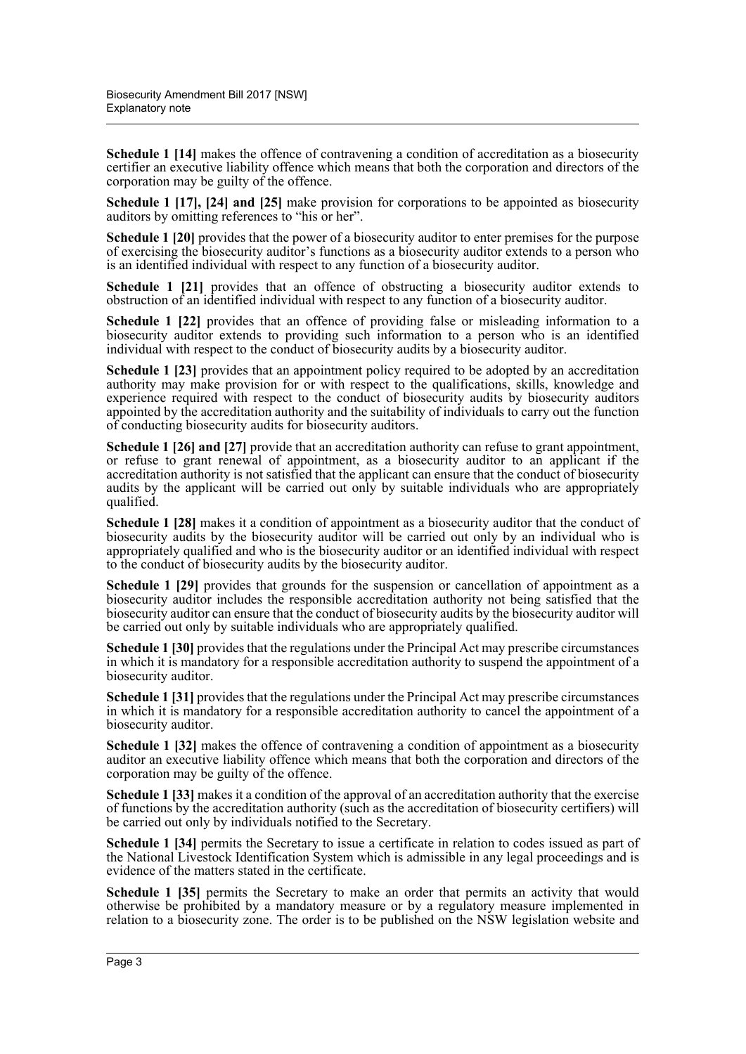**Schedule 1 [14]** makes the offence of contravening a condition of accreditation as a biosecurity certifier an executive liability offence which means that both the corporation and directors of the corporation may be guilty of the offence.

**Schedule 1 [17], [24] and [25]** make provision for corporations to be appointed as biosecurity auditors by omitting references to "his or her".

**Schedule 1 [20]** provides that the power of a biosecurity auditor to enter premises for the purpose of exercising the biosecurity auditor's functions as a biosecurity auditor extends to a person who is an identified individual with respect to any function of a biosecurity auditor.

**Schedule 1 [21]** provides that an offence of obstructing a biosecurity auditor extends to obstruction of an identified individual with respect to any function of a biosecurity auditor.

**Schedule 1 [22]** provides that an offence of providing false or misleading information to a biosecurity auditor extends to providing such information to a person who is an identified individual with respect to the conduct of biosecurity audits by a biosecurity auditor.

**Schedule 1 [23]** provides that an appointment policy required to be adopted by an accreditation authority may make provision for or with respect to the qualifications, skills, knowledge and experience required with respect to the conduct of biosecurity audits by biosecurity auditors appointed by the accreditation authority and the suitability of individuals to carry out the function of conducting biosecurity audits for biosecurity auditors.

**Schedule 1 [26] and [27]** provide that an accreditation authority can refuse to grant appointment, or refuse to grant renewal of appointment, as a biosecurity auditor to an applicant if the accreditation authority is not satisfied that the applicant can ensure that the conduct of biosecurity audits by the applicant will be carried out only by suitable individuals who are appropriately qualified.

**Schedule 1 [28]** makes it a condition of appointment as a biosecurity auditor that the conduct of biosecurity audits by the biosecurity auditor will be carried out only by an individual who is appropriately qualified and who is the biosecurity auditor or an identified individual with respect to the conduct of biosecurity audits by the biosecurity auditor.

**Schedule 1 [29]** provides that grounds for the suspension or cancellation of appointment as a biosecurity auditor includes the responsible accreditation authority not being satisfied that the biosecurity auditor can ensure that the conduct of biosecurity audits by the biosecurity auditor will be carried out only by suitable individuals who are appropriately qualified.

**Schedule 1 [30]** provides that the regulations under the Principal Act may prescribe circumstances in which it is mandatory for a responsible accreditation authority to suspend the appointment of a biosecurity auditor.

**Schedule 1 [31]** provides that the regulations under the Principal Act may prescribe circumstances in which it is mandatory for a responsible accreditation authority to cancel the appointment of a biosecurity auditor.

**Schedule 1 [32]** makes the offence of contravening a condition of appointment as a biosecurity auditor an executive liability offence which means that both the corporation and directors of the corporation may be guilty of the offence.

**Schedule 1 [33]** makes it a condition of the approval of an accreditation authority that the exercise of functions by the accreditation authority (such as the accreditation of biosecurity certifiers) will be carried out only by individuals notified to the Secretary.

**Schedule 1 [34]** permits the Secretary to issue a certificate in relation to codes issued as part of the National Livestock Identification System which is admissible in any legal proceedings and is evidence of the matters stated in the certificate.

**Schedule 1 [35]** permits the Secretary to make an order that permits an activity that would otherwise be prohibited by a mandatory measure or by a regulatory measure implemented in relation to a biosecurity zone. The order is to be published on the NSW legislation website and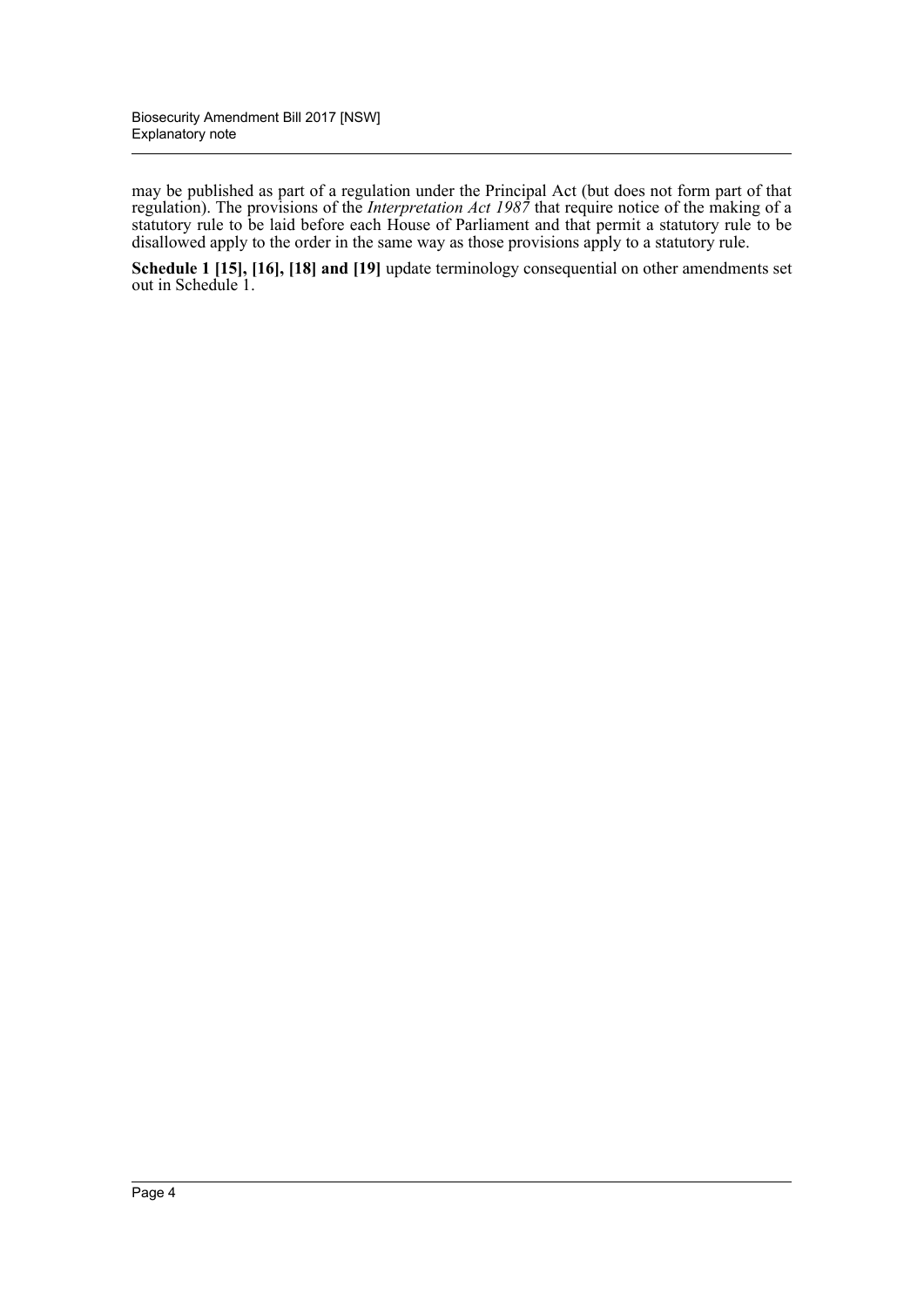may be published as part of a regulation under the Principal Act (but does not form part of that regulation). The provisions of the *Interpretation Act 1987* that require notice of the making of a statutory rule to be laid before each House of Parliament and that permit a statutory rule to be disallowed apply to the order in the same way as those provisions apply to a statutory rule.

**Schedule 1 [15], [16], [18] and [19]** update terminology consequential on other amendments set out in Schedule 1.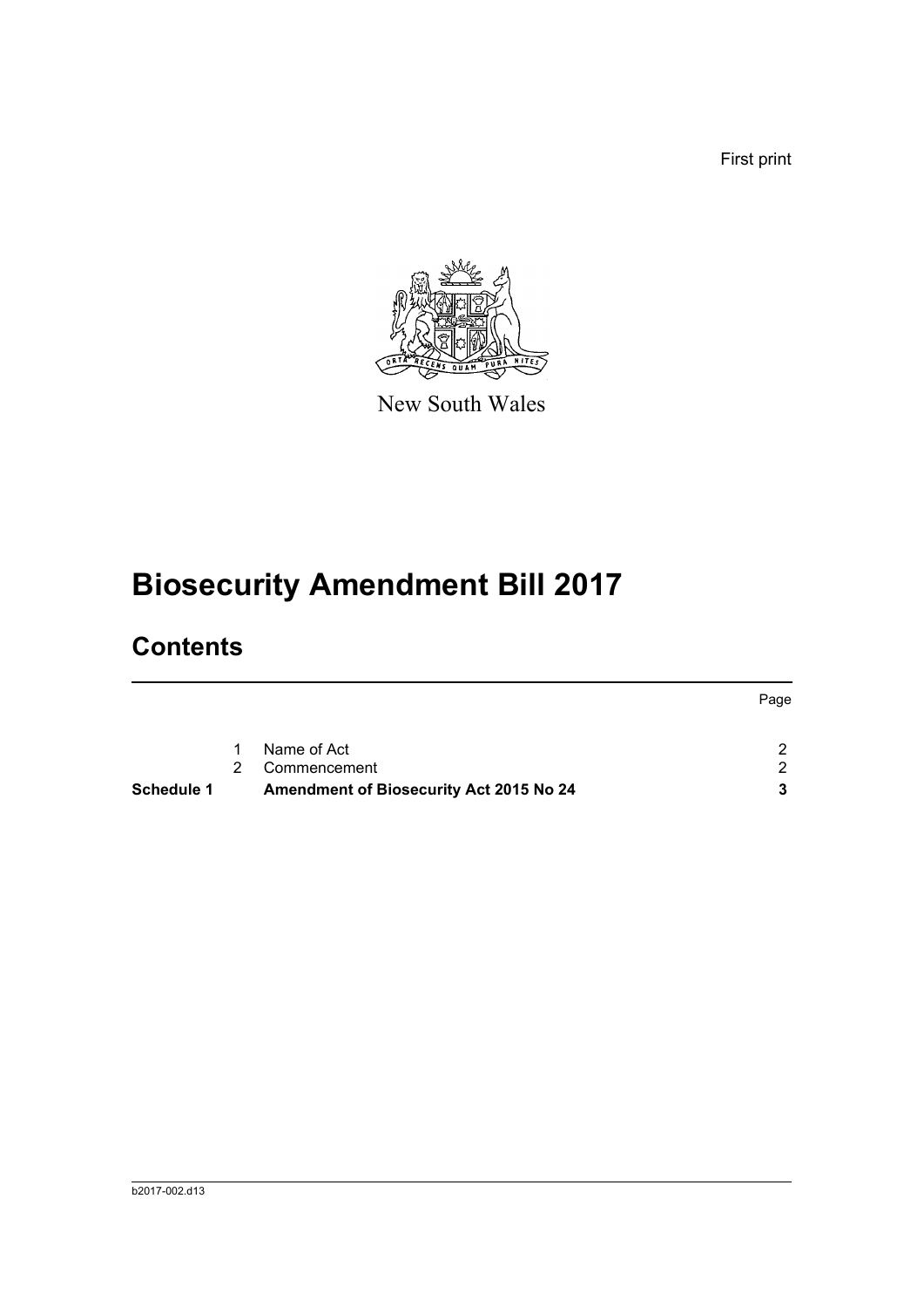First print

New South Wales

# Biosecurity Amendment Bill 2017

## Contents

| | | | Page |
|---|---|---|---|
| | 1 | Name of Act | 2 |
| | 2 | Commencement | 2 |
| **Schedule 1** | | **Amendment of Biosecurity Act 2015 No 24** | **3** |

b2017-002.d13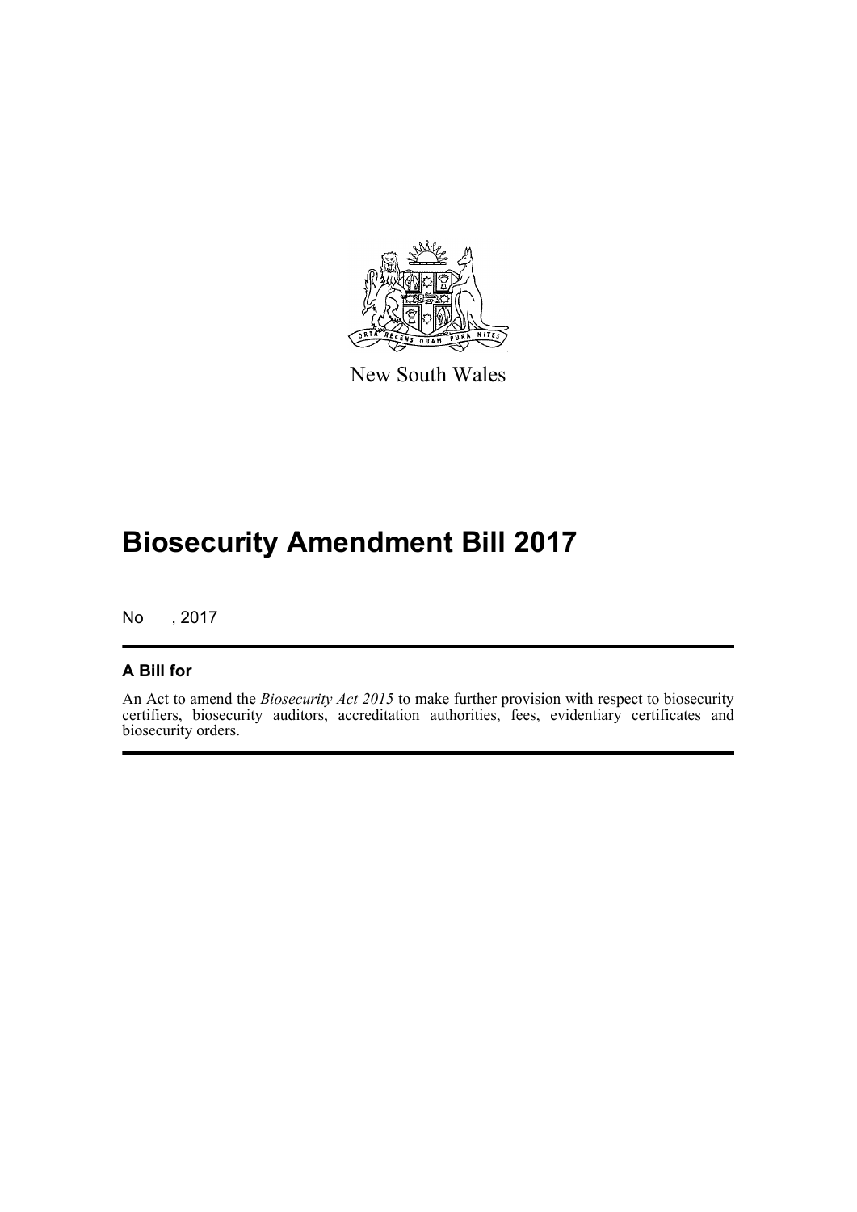New South Wales

# Biosecurity Amendment Bill 2017

No , 2017

## A Bill for

An Act to amend the *Biosecurity Act 2015* to make further provision with respect to biosecurity certifiers, biosecurity auditors, accreditation authorities, fees, evidentiary certificates and biosecurity orders.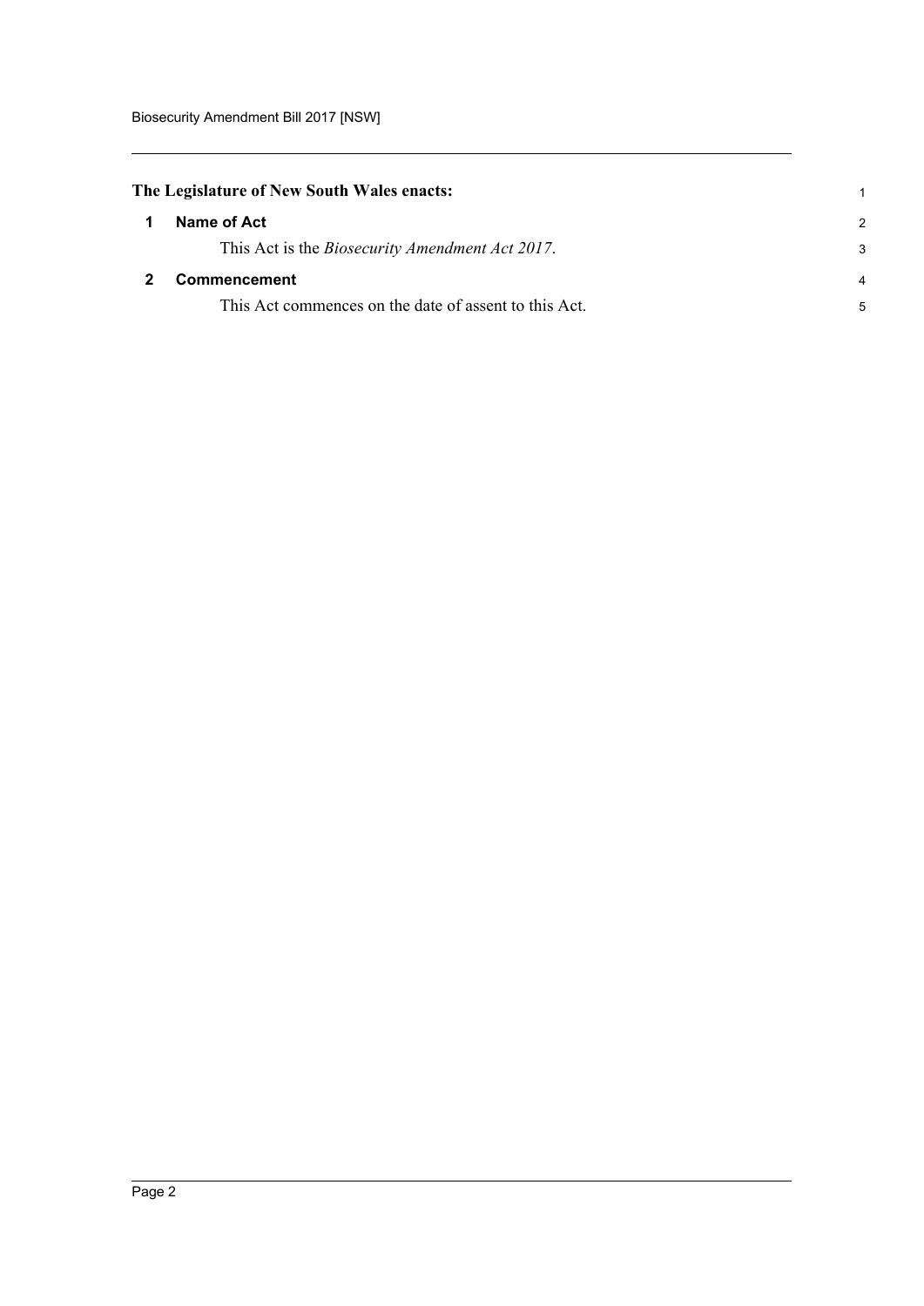**The Legislature of New South Wales enacts:**

## 1 Name of Act

This Act is the *Biosecurity Amendment Act 2017*.

## 2 Commencement

This Act commences on the date of assent to this Act.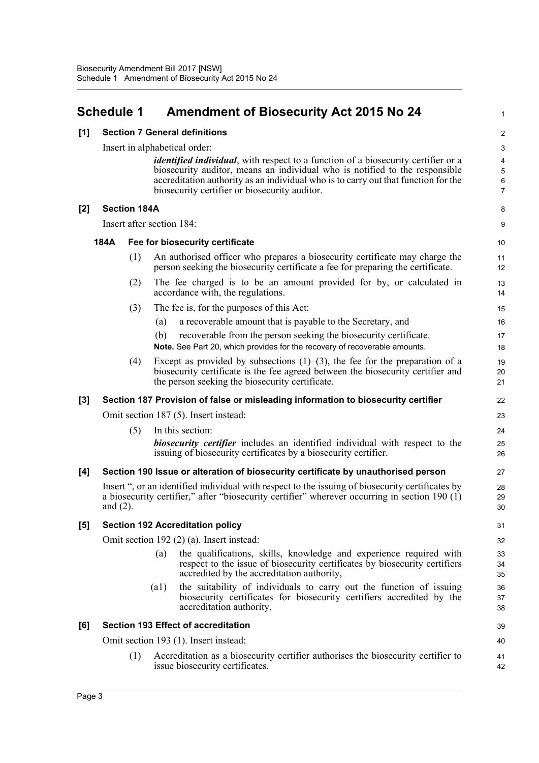# Schedule 1 Amendment of Biosecurity Act 2015 No 24

## [1] Section 7 General definitions

Insert in alphabetical order:

> ***identified individual***, with respect to a function of a biosecurity certifier or a biosecurity auditor, means an individual who is notified to the responsible accreditation authority as an individual who is to carry out that function for the biosecurity certifier or biosecurity auditor.

## [2] Section 184A

Insert after section 184:

### 184A Fee for biosecurity certificate

(1) An authorised officer who prepares a biosecurity certificate may charge the person seeking the biosecurity certificate a fee for preparing the certificate.

(2) The fee charged is to be an amount provided for by, or calculated in accordance with, the regulations.

(3) The fee is, for the purposes of this Act:

(a) a recoverable amount that is payable to the Secretary, and

(b) recoverable from the person seeking the biosecurity certificate.

**Note.** See Part 20, which provides for the recovery of recoverable amounts.

(4) Except as provided by subsections (1)–(3), the fee for the preparation of a biosecurity certificate is the fee agreed between the biosecurity certifier and the person seeking the biosecurity certificate.

## [3] Section 187 Provision of false or misleading information to biosecurity certifier

Omit section 187 (5). Insert instead:

(5) In this section:

***biosecurity certifier*** includes an identified individual with respect to the issuing of biosecurity certificates by a biosecurity certifier.

## [4] Section 190 Issue or alteration of biosecurity certificate by unauthorised person

Insert ", or an identified individual with respect to the issuing of biosecurity certificates by a biosecurity certifier," after "biosecurity certifier" wherever occurring in section 190 (1) and (2).

## [5] Section 192 Accreditation policy

Omit section 192 (2) (a). Insert instead:

(a) the qualifications, skills, knowledge and experience required with respect to the issue of biosecurity certificates by biosecurity certifiers accredited by the accreditation authority,

(a1) the suitability of individuals to carry out the function of issuing biosecurity certificates for biosecurity certifiers accredited by the accreditation authority,

## [6] Section 193 Effect of accreditation

Omit section 193 (1). Insert instead:

(1) Accreditation as a biosecurity certifier authorises the biosecurity certifier to issue biosecurity certificates.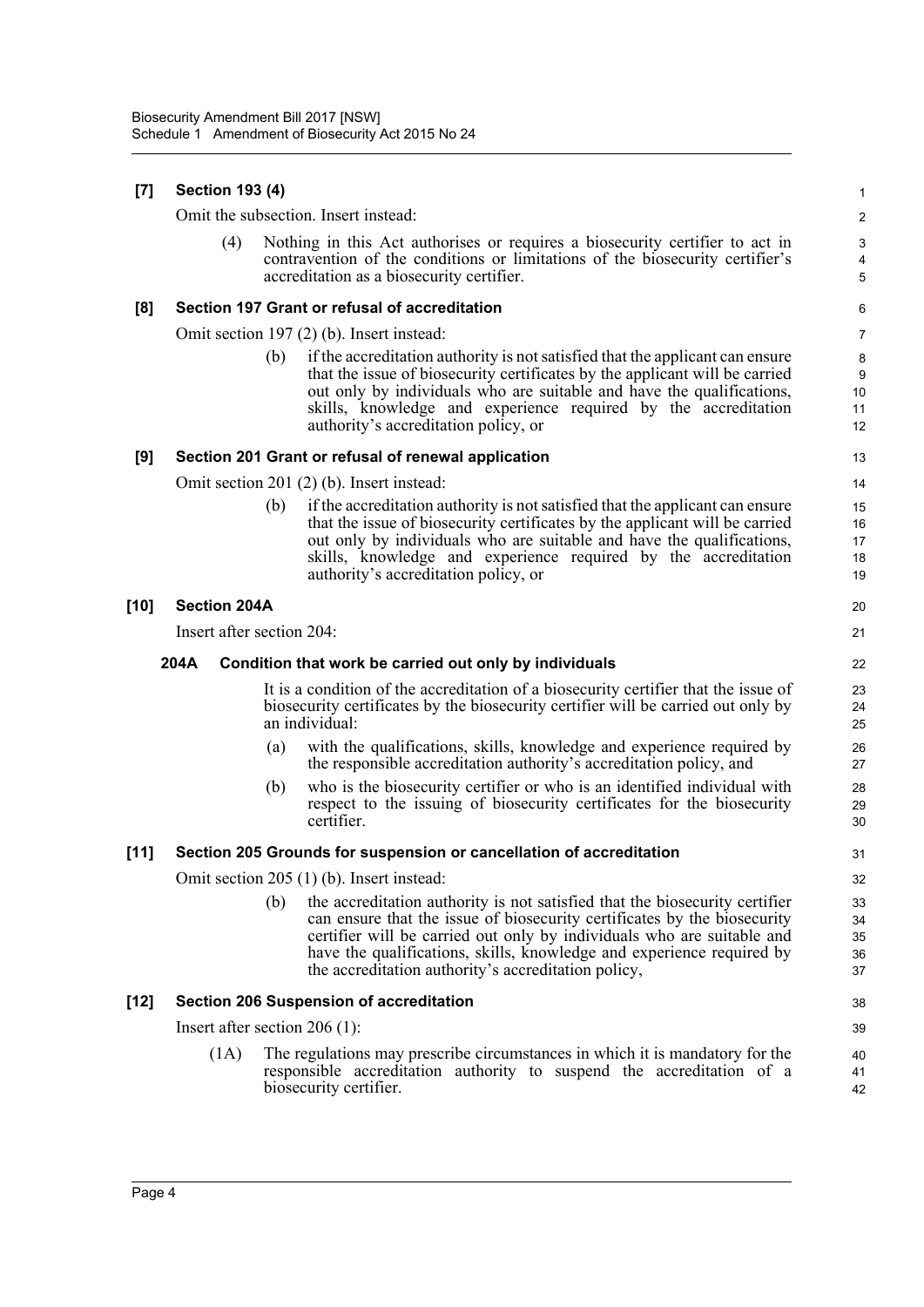**[7] Section 193 (4)**

Omit the subsection. Insert instead:

(4) Nothing in this Act authorises or requires a biosecurity certifier to act in contravention of the conditions or limitations of the biosecurity certifier's accreditation as a biosecurity certifier.

**[8] Section 197 Grant or refusal of accreditation**

Omit section 197 (2) (b). Insert instead:

(b) if the accreditation authority is not satisfied that the applicant can ensure that the issue of biosecurity certificates by the applicant will be carried out only by individuals who are suitable and have the qualifications, skills, knowledge and experience required by the accreditation authority's accreditation policy, or

**[9] Section 201 Grant or refusal of renewal application**

Omit section 201 (2) (b). Insert instead:

(b) if the accreditation authority is not satisfied that the applicant can ensure that the issue of biosecurity certificates by the applicant will be carried out only by individuals who are suitable and have the qualifications, skills, knowledge and experience required by the accreditation authority's accreditation policy, or

**[10] Section 204A**

Insert after section 204:

**204A Condition that work be carried out only by individuals**

It is a condition of the accreditation of a biosecurity certifier that the issue of biosecurity certificates by the biosecurity certifier will be carried out only by an individual:

(a) with the qualifications, skills, knowledge and experience required by the responsible accreditation authority's accreditation policy, and

(b) who is the biosecurity certifier or who is an identified individual with respect to the issuing of biosecurity certificates for the biosecurity certifier.

**[11] Section 205 Grounds for suspension or cancellation of accreditation**

Omit section 205 (1) (b). Insert instead:

(b) the accreditation authority is not satisfied that the biosecurity certifier can ensure that the issue of biosecurity certificates by the biosecurity certifier will be carried out only by individuals who are suitable and have the qualifications, skills, knowledge and experience required by the accreditation authority's accreditation policy,

**[12] Section 206 Suspension of accreditation**

Insert after section 206 (1):

(1A) The regulations may prescribe circumstances in which it is mandatory for the responsible accreditation authority to suspend the accreditation of a biosecurity certifier.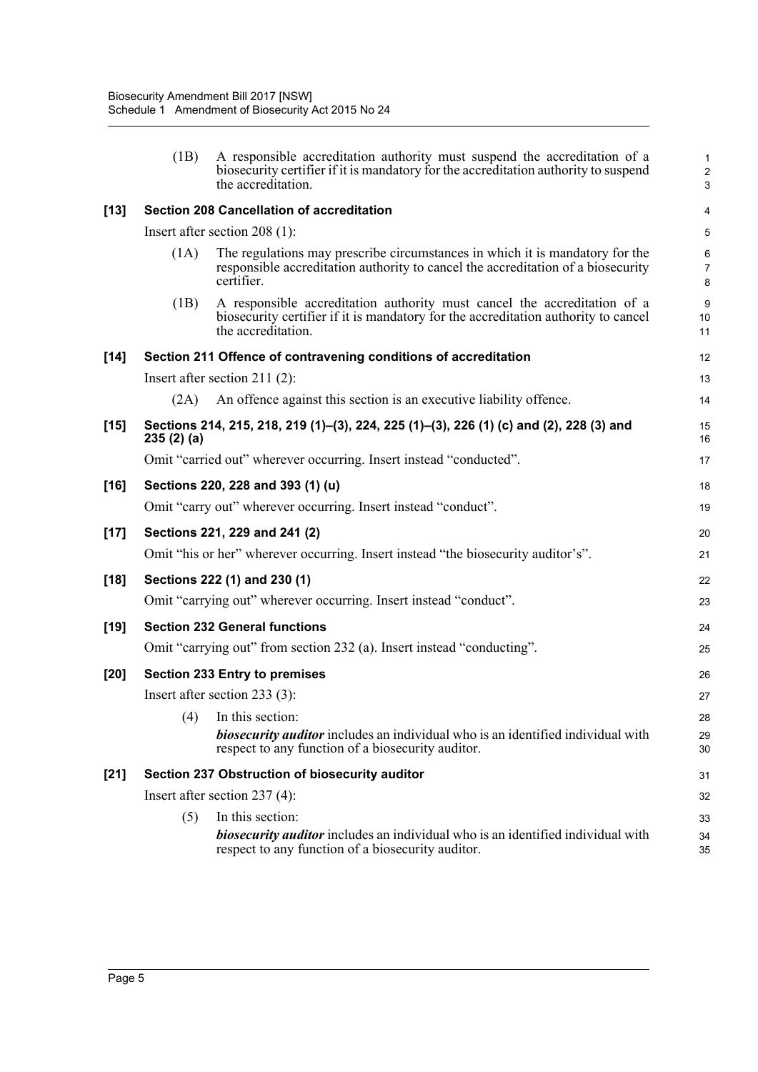(1B) A responsible accreditation authority must suspend the accreditation of a biosecurity certifier if it is mandatory for the accreditation authority to suspend the accreditation.

**[13] Section 208 Cancellation of accreditation**

Insert after section 208 (1):

(1A) The regulations may prescribe circumstances in which it is mandatory for the responsible accreditation authority to cancel the accreditation of a biosecurity certifier.

(1B) A responsible accreditation authority must cancel the accreditation of a biosecurity certifier if it is mandatory for the accreditation authority to cancel the accreditation.

**[14] Section 211 Offence of contravening conditions of accreditation**

Insert after section 211 (2):

(2A) An offence against this section is an executive liability offence.

**[15] Sections 214, 215, 218, 219 (1)–(3), 224, 225 (1)–(3), 226 (1) (c) and (2), 228 (3) and 235 (2) (a)**

Omit "carried out" wherever occurring. Insert instead "conducted".

**[16] Sections 220, 228 and 393 (1) (u)**

Omit "carry out" wherever occurring. Insert instead "conduct".

**[17] Sections 221, 229 and 241 (2)**

Omit "his or her" wherever occurring. Insert instead "the biosecurity auditor's".

**[18] Sections 222 (1) and 230 (1)**

Omit "carrying out" wherever occurring. Insert instead "conduct".

**[19] Section 232 General functions**

Omit "carrying out" from section 232 (a). Insert instead "conducting".

**[20] Section 233 Entry to premises**

Insert after section 233 (3):

(4) In this section:

***biosecurity auditor*** includes an individual who is an identified individual with respect to any function of a biosecurity auditor.

**[21] Section 237 Obstruction of biosecurity auditor**

Insert after section 237 (4):

(5) In this section:

***biosecurity auditor*** includes an individual who is an identified individual with respect to any function of a biosecurity auditor.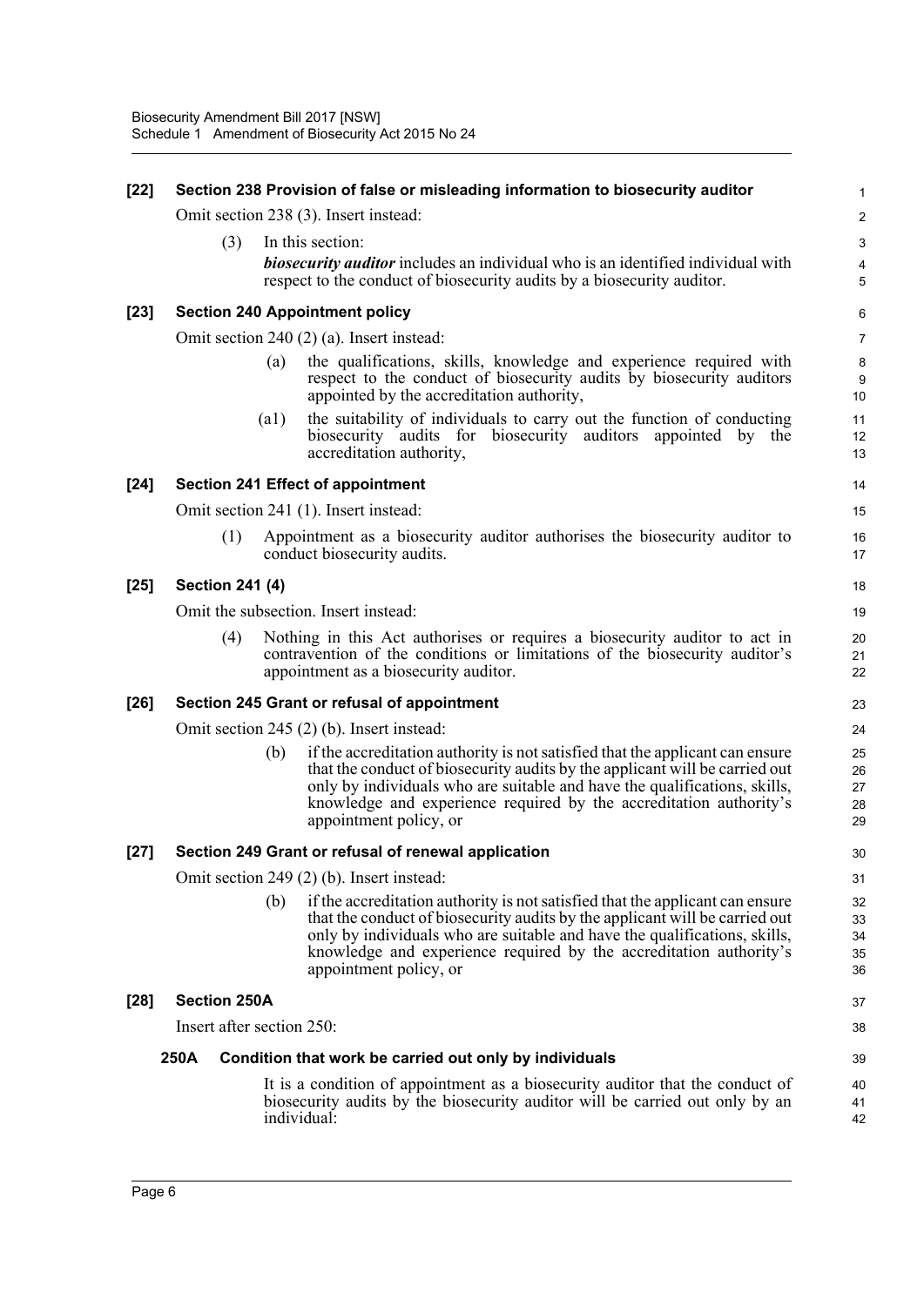**[22] Section 238 Provision of false or misleading information to biosecurity auditor**

Omit section 238 (3). Insert instead:

(3) In this section:

***biosecurity auditor*** includes an individual who is an identified individual with respect to the conduct of biosecurity audits by a biosecurity auditor.

**[23] Section 240 Appointment policy**

Omit section 240 (2) (a). Insert instead:

(a) the qualifications, skills, knowledge and experience required with respect to the conduct of biosecurity audits by biosecurity auditors appointed by the accreditation authority,

(a1) the suitability of individuals to carry out the function of conducting biosecurity audits for biosecurity auditors appointed by the accreditation authority,

**[24] Section 241 Effect of appointment**

Omit section 241 (1). Insert instead:

(1) Appointment as a biosecurity auditor authorises the biosecurity auditor to conduct biosecurity audits.

**[25] Section 241 (4)**

Omit the subsection. Insert instead:

(4) Nothing in this Act authorises or requires a biosecurity auditor to act in contravention of the conditions or limitations of the biosecurity auditor's appointment as a biosecurity auditor.

**[26] Section 245 Grant or refusal of appointment**

Omit section 245 (2) (b). Insert instead:

(b) if the accreditation authority is not satisfied that the applicant can ensure that the conduct of biosecurity audits by the applicant will be carried out only by individuals who are suitable and have the qualifications, skills, knowledge and experience required by the accreditation authority's appointment policy, or

**[27] Section 249 Grant or refusal of renewal application**

Omit section 249 (2) (b). Insert instead:

(b) if the accreditation authority is not satisfied that the applicant can ensure that the conduct of biosecurity audits by the applicant will be carried out only by individuals who are suitable and have the qualifications, skills, knowledge and experience required by the accreditation authority's appointment policy, or

**[28] Section 250A**

Insert after section 250:

**250A Condition that work be carried out only by individuals**

It is a condition of appointment as a biosecurity auditor that the conduct of biosecurity audits by the biosecurity auditor will be carried out only by an individual: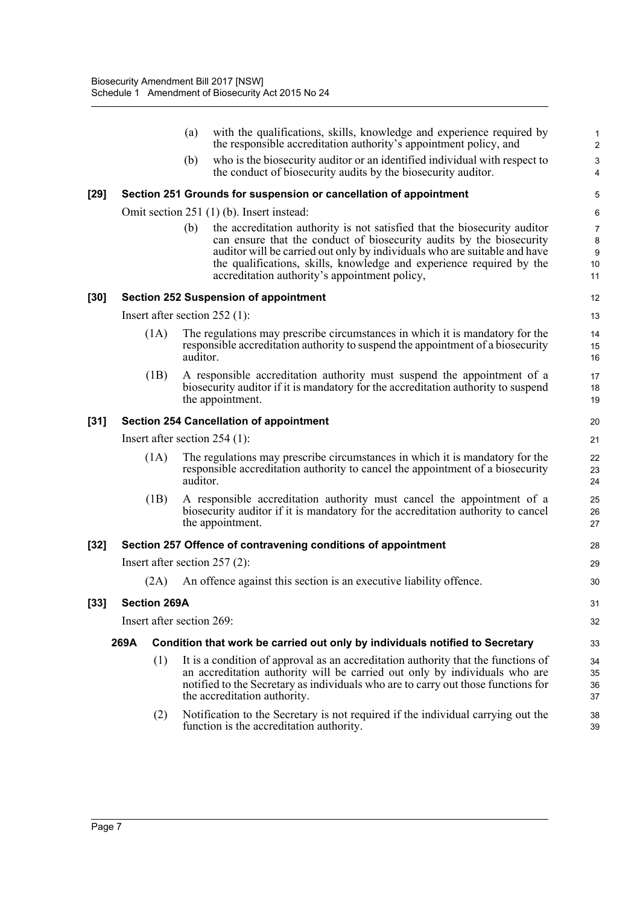(a) with the qualifications, skills, knowledge and experience required by the responsible accreditation authority's appointment policy, and

(b) who is the biosecurity auditor or an identified individual with respect to the conduct of biosecurity audits by the biosecurity auditor.

**[29] Section 251 Grounds for suspension or cancellation of appointment**

Omit section 251 (1) (b). Insert instead:

(b) the accreditation authority is not satisfied that the biosecurity auditor can ensure that the conduct of biosecurity audits by the biosecurity auditor will be carried out only by individuals who are suitable and have the qualifications, skills, knowledge and experience required by the accreditation authority's appointment policy,

**[30] Section 252 Suspension of appointment**

Insert after section 252 (1):

(1A) The regulations may prescribe circumstances in which it is mandatory for the responsible accreditation authority to suspend the appointment of a biosecurity auditor.

(1B) A responsible accreditation authority must suspend the appointment of a biosecurity auditor if it is mandatory for the accreditation authority to suspend the appointment.

**[31] Section 254 Cancellation of appointment**

Insert after section 254 (1):

(1A) The regulations may prescribe circumstances in which it is mandatory for the responsible accreditation authority to cancel the appointment of a biosecurity auditor.

(1B) A responsible accreditation authority must cancel the appointment of a biosecurity auditor if it is mandatory for the accreditation authority to cancel the appointment.

**[32] Section 257 Offence of contravening conditions of appointment**

Insert after section 257 (2):

(2A) An offence against this section is an executive liability offence.

**[33] Section 269A**

Insert after section 269:

**269A Condition that work be carried out only by individuals notified to Secretary**

(1) It is a condition of approval as an accreditation authority that the functions of an accreditation authority will be carried out only by individuals who are notified to the Secretary as individuals who are to carry out those functions for the accreditation authority.

(2) Notification to the Secretary is not required if the individual carrying out the function is the accreditation authority.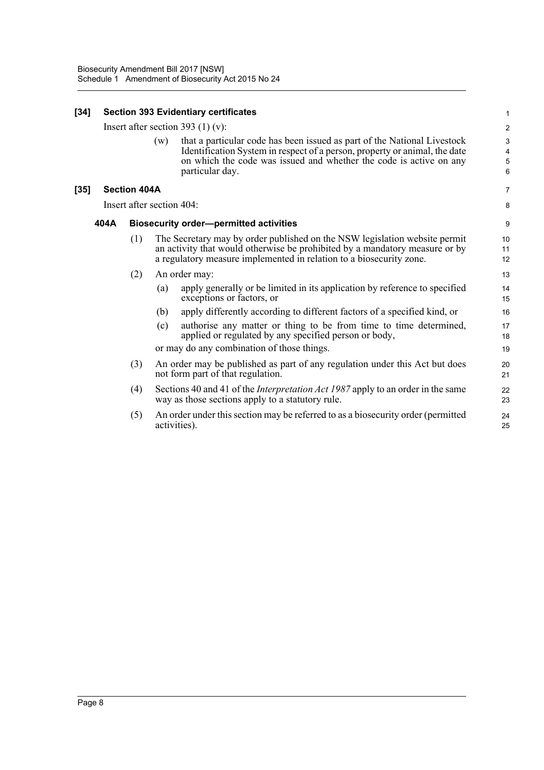**[34] Section 393 Evidentiary certificates**

Insert after section 393 (1) (v):

(w) that a particular code has been issued as part of the National Livestock Identification System in respect of a person, property or animal, the date on which the code was issued and whether the code is active on any particular day.

**[35] Section 404A**

Insert after section 404:

**404A Biosecurity order—permitted activities**

(1) The Secretary may by order published on the NSW legislation website permit an activity that would otherwise be prohibited by a mandatory measure or by a regulatory measure implemented in relation to a biosecurity zone.

(2) An order may:

(a) apply generally or be limited in its application by reference to specified exceptions or factors, or

(b) apply differently according to different factors of a specified kind, or

(c) authorise any matter or thing to be from time to time determined, applied or regulated by any specified person or body,

or may do any combination of those things.

(3) An order may be published as part of any regulation under this Act but does not form part of that regulation.

(4) Sections 40 and 41 of the *Interpretation Act 1987* apply to an order in the same way as those sections apply to a statutory rule.

(5) An order under this section may be referred to as a biosecurity order (permitted activities).